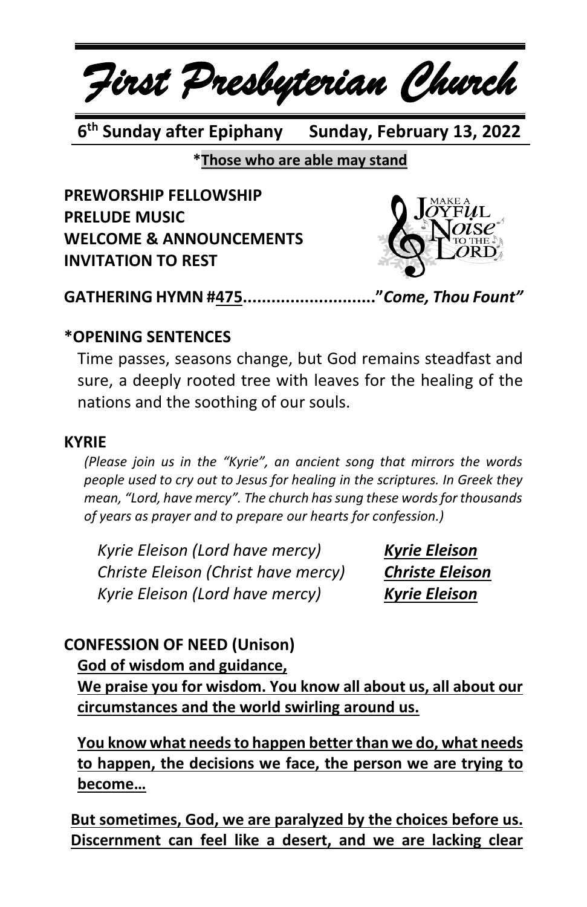# *First Presbyterian Church*

**6th Sunday after Epiphany      Sunday, February 13, 2022**

**\*Those who are able may stand**

**PREWORSHIP FELLOWSHIP**
**PRELUDE MUSIC**
**WELCOME & ANNOUNCEMENTS**
**INVITATION TO REST**

**GATHERING HYMN #475............................"*Come, Thou Fount"***

**\*OPENING SENTENCES**

Time passes, seasons change, but God remains steadfast and sure, a deeply rooted tree with leaves for the healing of the nations and the soothing of our souls.

**KYRIE**

*(Please join us in the "Kyrie", an ancient song that mirrors the words people used to cry out to Jesus for healing in the scriptures. In Greek they mean, "Lord, have mercy". The church has sung these words for thousands of years as prayer and to prepare our hearts for confession.)*

*Kyrie Eleison (Lord have mercy)* ***Kyrie Eleison***
*Christe Eleison (Christ have mercy)* ***Christe Eleison***
*Kyrie Eleison (Lord have mercy)* ***Kyrie Eleison***

**CONFESSION OF NEED (Unison)**

**God of wisdom and guidance,**
**We praise you for wisdom. You know all about us, all about our circumstances and the world swirling around us.**

**You know what needs to happen better than we do, what needs to happen, the decisions we face, the person we are trying to become…**

**But sometimes, God, we are paralyzed by the choices before us. Discernment can feel like a desert, and we are lacking clear**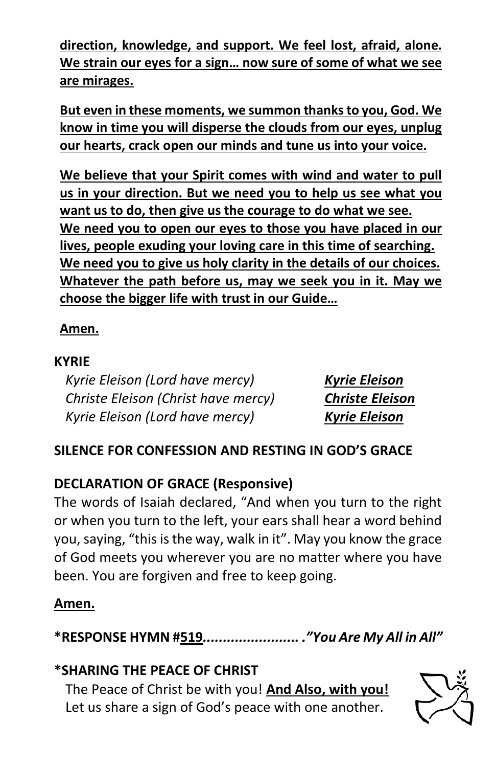**direction, knowledge, and support. We feel lost, afraid, alone. We strain our eyes for a sign… now sure of some of what we see are mirages.**

**But even in these moments, we summon thanks to you, God. We know in time you will disperse the clouds from our eyes, unplug our hearts, crack open our minds and tune us into your voice.**

**We believe that your Spirit comes with wind and water to pull us in your direction. But we need you to help us see what you want us to do, then give us the courage to do what we see. We need you to open our eyes to those you have placed in our lives, people exuding your loving care in this time of searching. We need you to give us holy clarity in the details of our choices. Whatever the path before us, may we seek you in it. May we choose the bigger life with trust in our Guide…**

**Amen.**

**KYRIE**

*Kyrie Eleison (Lord have mercy)* ***Kyrie Eleison***
*Christe Eleison (Christ have mercy)* ***Christe Eleison***
*Kyrie Eleison (Lord have mercy)* ***Kyrie Eleison***

**SILENCE FOR CONFESSION AND RESTING IN GOD'S GRACE**

**DECLARATION OF GRACE (Responsive)**

The words of Isaiah declared, "And when you turn to the right or when you turn to the left, your ears shall hear a word behind you, saying, "this is the way, walk in it". May you know the grace of God meets you wherever you are no matter where you have been. You are forgiven and free to keep going.

**Amen.**

**\*RESPONSE HYMN #519**........................ .*"You Are My All in All"*

**\*SHARING THE PEACE OF CHRIST**

The Peace of Christ be with you! **And Also, with you!**
Let us share a sign of God's peace with one another.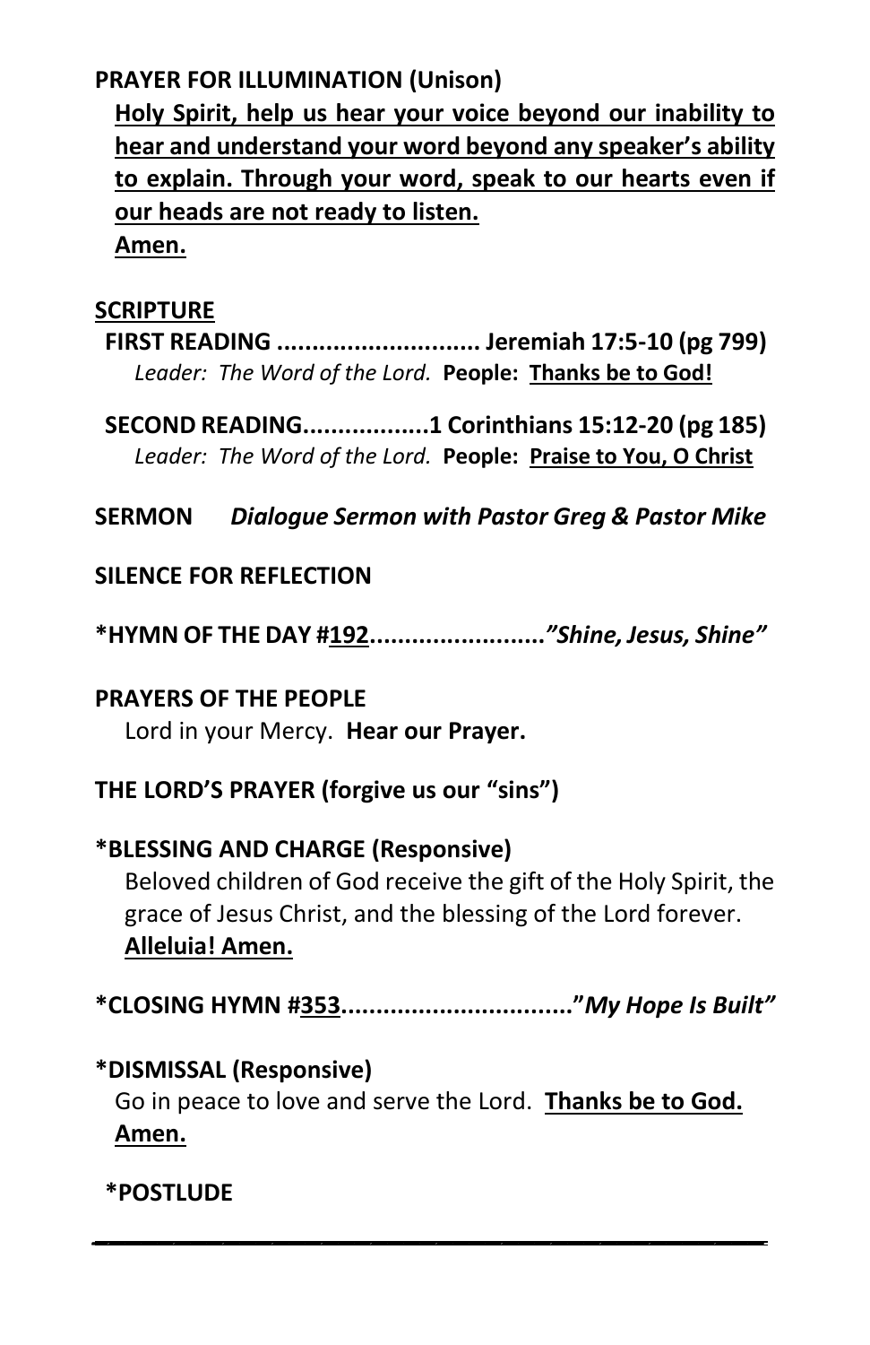**PRAYER FOR ILLUMINATION (Unison)**

**<u>Holy Spirit, help us hear your voice beyond our inability to hear and understand your word beyond any speaker's ability to explain. Through your word, speak to our hearts even if our heads are not ready to listen.</u>**
**<u>Amen.</u>**

**<u>SCRIPTURE</u>**

**FIRST READING ............................ Jeremiah 17:5-10 (pg 799)**
*Leader: The Word of the Lord.* **People: <u>Thanks be to God!</u>**

**SECOND READING.................1 Corinthians 15:12-20 (pg 185)**
*Leader: The Word of the Lord.* **People: <u>Praise to You, O Christ</u>**

**SERMON** ***Dialogue Sermon with Pastor Greg & Pastor Mike***

**SILENCE FOR REFLECTION**

**\*HYMN OF THE DAY #<u>192</u>........................*"Shine, Jesus, Shine"***

**PRAYERS OF THE PEOPLE**
Lord in your Mercy. **Hear our Prayer.**

**THE LORD'S PRAYER (forgive us our "sins")**

**\*BLESSING AND CHARGE (Responsive)**
Beloved children of God receive the gift of the Holy Spirit, the grace of Jesus Christ, and the blessing of the Lord forever.
**<u>Alleluia! Amen.</u>**

**\*CLOSING HYMN #<u>353</u>................................"*My Hope Is Built"***

**\*DISMISSAL (Responsive)**
Go in peace to love and serve the Lord. **<u>Thanks be to God. Amen.</u>**

**\*POSTLUDE**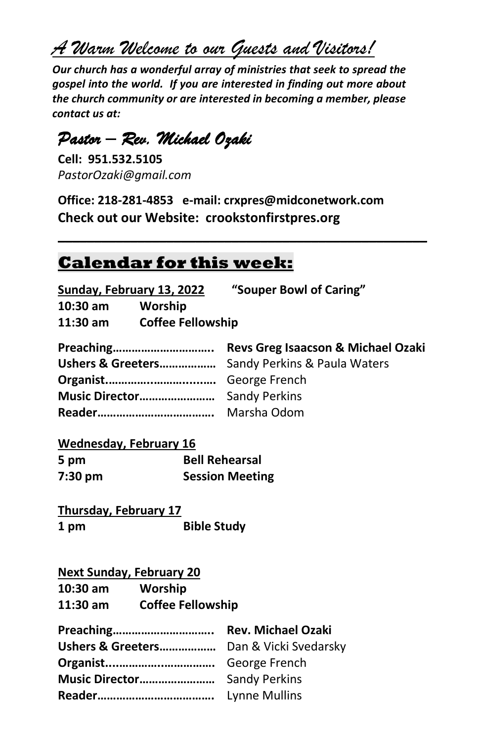# *A Warm Welcome to our Guests and Visitors!*

***Our church has a wonderful array of ministries that seek to spread the gospel into the world. If you are interested in finding out more about the church community or are interested in becoming a member, please contact us at:***

## *Pastor – Rev. Michael Ozaki*

**Cell: 951.532.5105**
*PastorOzaki@gmail.com*

**Office: 218-281-4853 e-mail: crxpres@midconetwork.com**
**Check out our Website: crookstonfirstpres.org**

---

## Calendar for this week:

**Sunday, February 13, 2022** **"Souper Bowl of Caring"**

**10:30 am** **Worship**
**11:30 am** **Coffee Fellowship**

**Preaching…………………………..** **Revs Greg Isaacson & Michael Ozaki**
**Ushers & Greeters………………** Sandy Perkins & Paula Waters
**Organist………………………….** George French
**Music Director……………………** Sandy Perkins
**Reader……………………………….** Marsha Odom

**Wednesday, February 16**

**5 pm** **Bell Rehearsal**
**7:30 pm** **Session Meeting**

**Thursday, February 17**

**1 pm** **Bible Study**

**Next Sunday, February 20**

**10:30 am** **Worship**
**11:30 am** **Coffee Fellowship**

**Preaching…………………………..** **Rev. Michael Ozaki**
**Ushers & Greeters………………** Dan & Vicki Svedarsky
**Organist………………………….** George French
**Music Director……………………** Sandy Perkins
**Reader……………………………….** Lynne Mullins